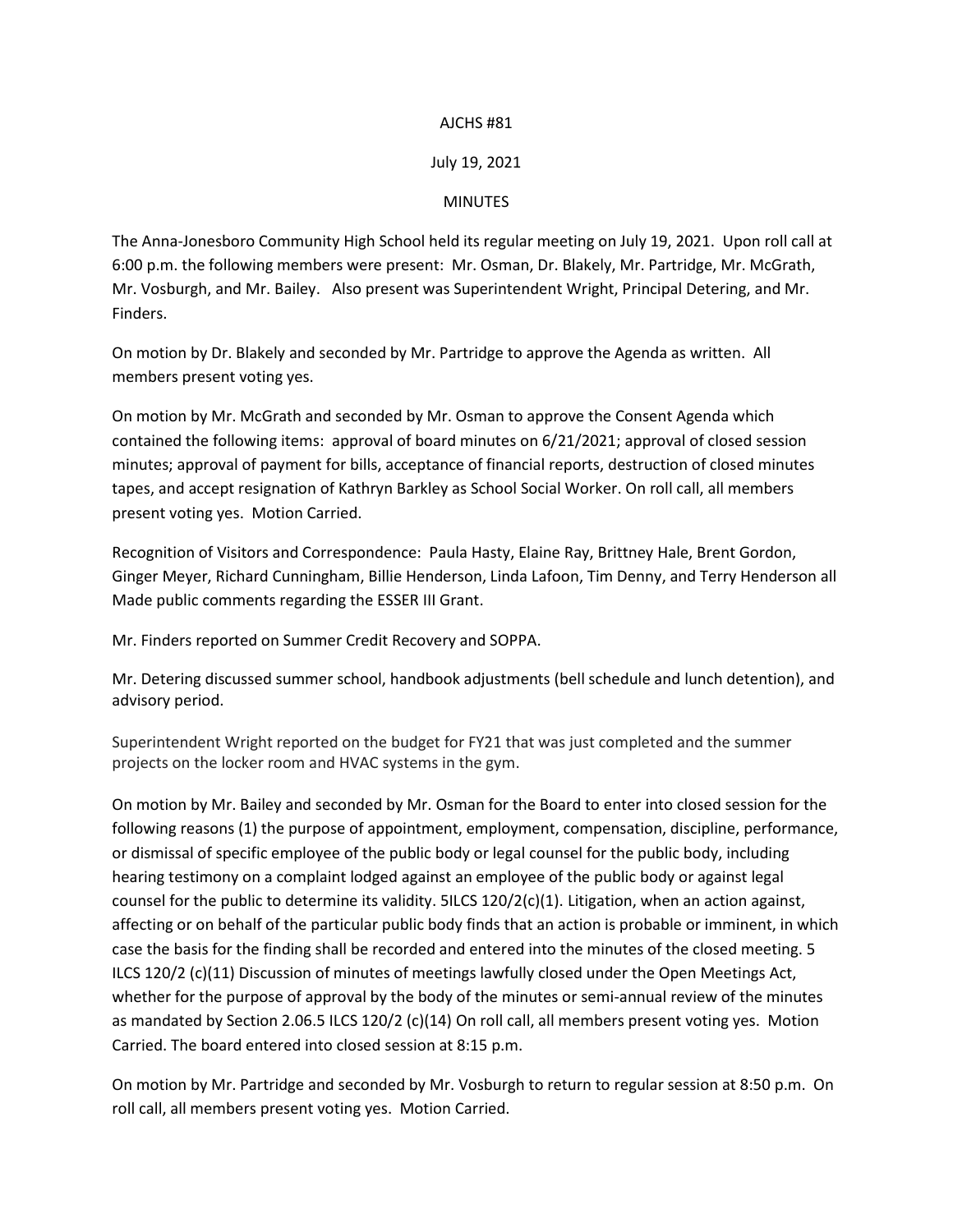AJCHS #81

July 19, 2021

MINUTES

The Anna-Jonesboro Community High School held its regular meeting on July 19, 2021. Upon roll call at 6:00 p.m. the following members were present: Mr. Osman, Dr. Blakely, Mr. Partridge, Mr. McGrath, Mr. Vosburgh, and Mr. Bailey. Also present was Superintendent Wright, Principal Detering, and Mr. Finders.

On motion by Dr. Blakely and seconded by Mr. Partridge to approve the Agenda as written. All members present voting yes.

On motion by Mr. McGrath and seconded by Mr. Osman to approve the Consent Agenda which contained the following items: approval of board minutes on 6/21/2021; approval of closed session minutes; approval of payment for bills, acceptance of financial reports, destruction of closed minutes tapes, and accept resignation of Kathryn Barkley as School Social Worker. On roll call, all members present voting yes. Motion Carried.

Recognition of Visitors and Correspondence: Paula Hasty, Elaine Ray, Brittney Hale, Brent Gordon, Ginger Meyer, Richard Cunningham, Billie Henderson, Linda Lafoon, Tim Denny, and Terry Henderson all Made public comments regarding the ESSER III Grant.

Mr. Finders reported on Summer Credit Recovery and SOPPA.

Mr. Detering discussed summer school, handbook adjustments (bell schedule and lunch detention), and advisory period.

Superintendent Wright reported on the budget for FY21 that was just completed and the summer projects on the locker room and HVAC systems in the gym.

On motion by Mr. Bailey and seconded by Mr. Osman for the Board to enter into closed session for the following reasons (1) the purpose of appointment, employment, compensation, discipline, performance, or dismissal of specific employee of the public body or legal counsel for the public body, including hearing testimony on a complaint lodged against an employee of the public body or against legal counsel for the public to determine its validity. 5ILCS 120/2(c)(1). Litigation, when an action against, affecting or on behalf of the particular public body finds that an action is probable or imminent, in which case the basis for the finding shall be recorded and entered into the minutes of the closed meeting. 5 ILCS 120/2 (c)(11) Discussion of minutes of meetings lawfully closed under the Open Meetings Act, whether for the purpose of approval by the body of the minutes or semi-annual review of the minutes as mandated by Section 2.06.5 ILCS 120/2 (c)(14) On roll call, all members present voting yes. Motion Carried. The board entered into closed session at 8:15 p.m.

On motion by Mr. Partridge and seconded by Mr. Vosburgh to return to regular session at 8:50 p.m. On roll call, all members present voting yes. Motion Carried.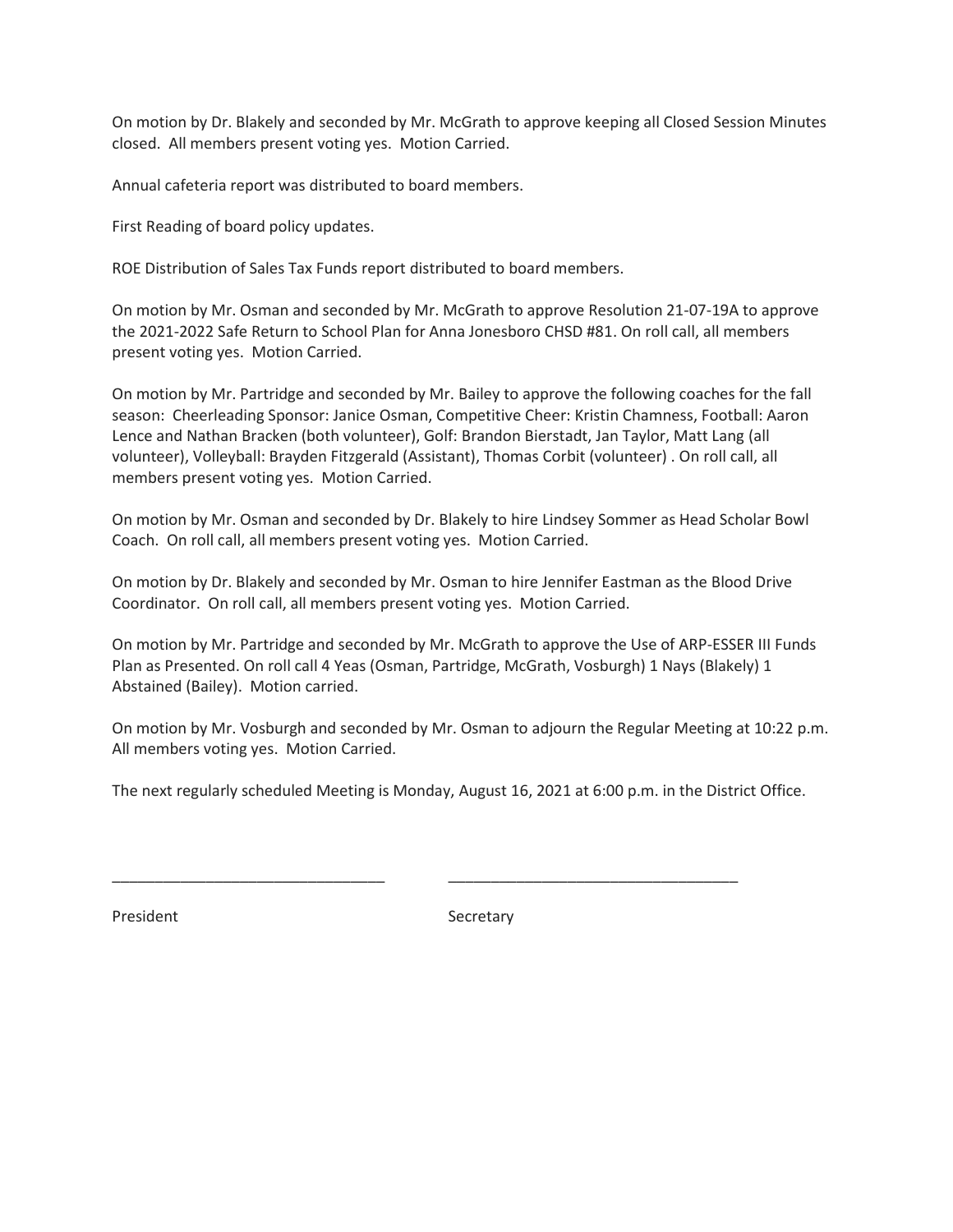On motion by Dr. Blakely and seconded by Mr. McGrath to approve keeping all Closed Session Minutes closed. All members present voting yes. Motion Carried.

Annual cafeteria report was distributed to board members.

First Reading of board policy updates.

ROE Distribution of Sales Tax Funds report distributed to board members.

On motion by Mr. Osman and seconded by Mr. McGrath to approve Resolution 21-07-19A to approve the 2021-2022 Safe Return to School Plan for Anna Jonesboro CHSD #81. On roll call, all members present voting yes. Motion Carried.

On motion by Mr. Partridge and seconded by Mr. Bailey to approve the following coaches for the fall season: Cheerleading Sponsor: Janice Osman, Competitive Cheer: Kristin Chamness, Football: Aaron Lence and Nathan Bracken (both volunteer), Golf: Brandon Bierstadt, Jan Taylor, Matt Lang (all volunteer), Volleyball: Brayden Fitzgerald (Assistant), Thomas Corbit (volunteer) . On roll call, all members present voting yes. Motion Carried.

On motion by Mr. Osman and seconded by Dr. Blakely to hire Lindsey Sommer as Head Scholar Bowl Coach. On roll call, all members present voting yes. Motion Carried.

On motion by Dr. Blakely and seconded by Mr. Osman to hire Jennifer Eastman as the Blood Drive Coordinator. On roll call, all members present voting yes. Motion Carried.

On motion by Mr. Partridge and seconded by Mr. McGrath to approve the Use of ARP-ESSER III Funds Plan as Presented. On roll call 4 Yeas (Osman, Partridge, McGrath, Vosburgh) 1 Nays (Blakely) 1 Abstained (Bailey). Motion carried.

On motion by Mr. Vosburgh and seconded by Mr. Osman to adjourn the Regular Meeting at 10:22 p.m. All members voting yes. Motion Carried.

The next regularly scheduled Meeting is Monday, August 16, 2021 at 6:00 p.m. in the District Office.

\_\_\_\_\_\_\_\_\_\_\_\_\_\_\_\_\_\_\_\_\_\_\_\_\_\_\_\_\_\_\_\_ \_\_\_\_\_\_\_\_\_\_\_\_\_\_\_\_\_\_\_\_\_\_\_\_\_\_\_\_\_\_\_\_\_\_

President Secretary